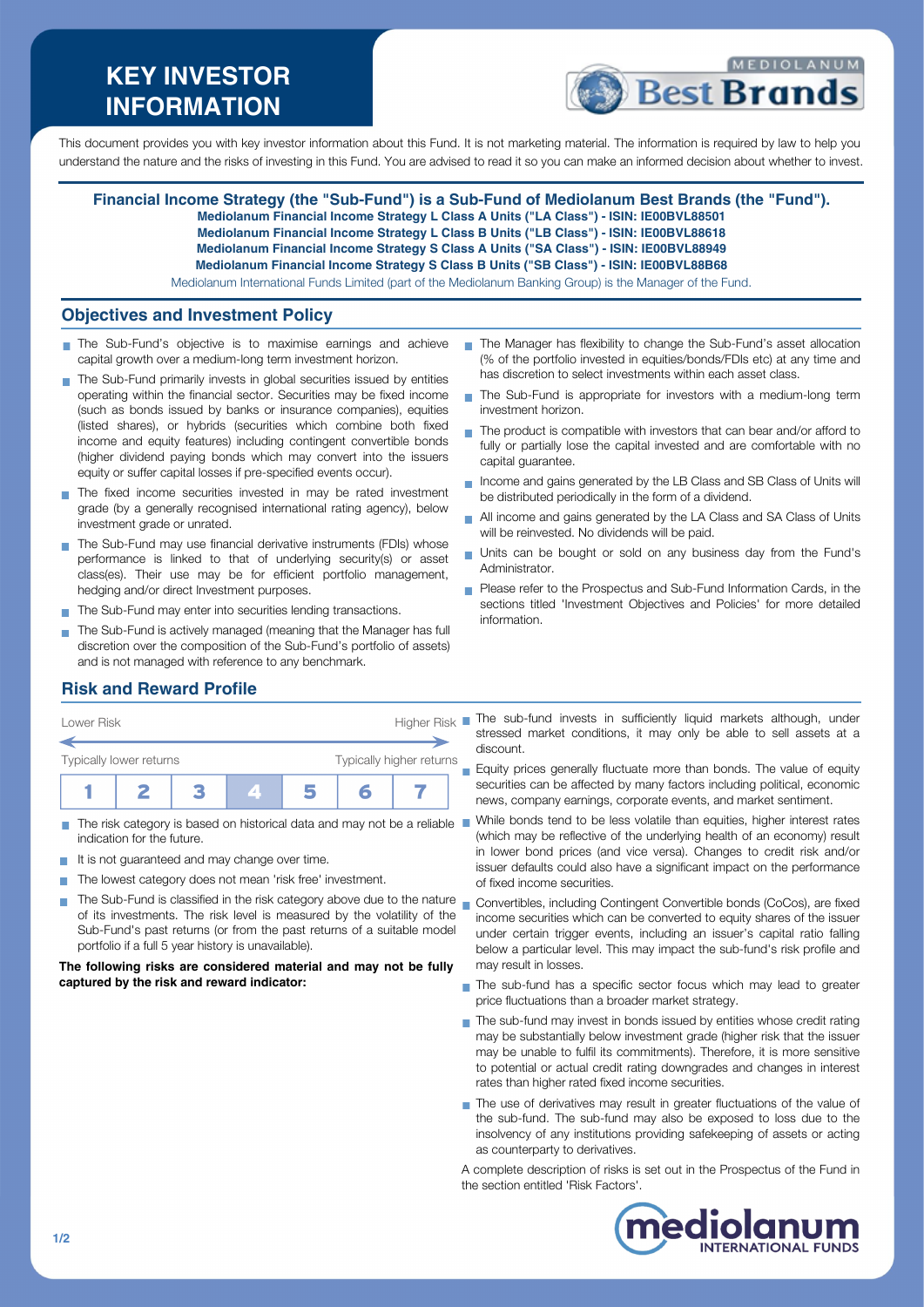# KEY INVESTOR INFORMATION

This document provides you with key investor information about this Fund. It is not marketing material. The information is required by law to help you understand the nature and the risks of investing in this Fund. You are advised to read it so you can make an informed decision about whether to invest.

**Financial Income Strategy (the "Sub-Fund") is a Sub-Fund of Mediolanum Best Brands (the "Fund").**
**Mediolanum Financial Income Strategy L Class A Units ("LA Class") - ISIN: IE00BVL88501**
**Mediolanum Financial Income Strategy L Class B Units ("LB Class") - ISIN: IE00BVL88618**
**Mediolanum Financial Income Strategy S Class A Units ("SA Class") - ISIN: IE00BVL88949**
**Mediolanum Financial Income Strategy S Class B Units ("SB Class") - ISIN: IE00BVL88B68**
Mediolanum International Funds Limited (part of the Mediolanum Banking Group) is the Manager of the Fund.

## Objectives and Investment Policy

- The Sub-Fund's objective is to maximise earnings and achieve capital growth over a medium-long term investment horizon.
- The Sub-Fund primarily invests in global securities issued by entities operating within the financial sector. Securities may be fixed income (such as bonds issued by banks or insurance companies), equities (listed shares), or hybrids (securities which combine both fixed income and equity features) including contingent convertible bonds (higher dividend paying bonds which may convert into the issuers equity or suffer capital losses if pre-specified events occur).
- The fixed income securities invested in may be rated investment grade (by a generally recognised international rating agency), below investment grade or unrated.
- The Sub-Fund may use financial derivative instruments (FDIs) whose performance is linked to that of underlying security(s) or asset class(es). Their use may be for efficient portfolio management, hedging and/or direct Investment purposes.
- The Sub-Fund may enter into securities lending transactions.
- The Sub-Fund is actively managed (meaning that the Manager has full discretion over the composition of the Sub-Fund's portfolio of assets) and is not managed with reference to any benchmark.
- The Manager has flexibility to change the Sub-Fund's asset allocation (% of the portfolio invested in equities/bonds/FDIs etc) at any time and has discretion to select investments within each asset class.
- The Sub-Fund is appropriate for investors with a medium-long term investment horizon.
- The product is compatible with investors that can bear and/or afford to fully or partially lose the capital invested and are comfortable with no capital guarantee.
- Income and gains generated by the LB Class and SB Class of Units will be distributed periodically in the form of a dividend.
- All income and gains generated by the LA Class and SA Class of Units will be reinvested. No dividends will be paid.
- Units can be bought or sold on any business day from the Fund's Administrator.
- Please refer to the Prospectus and Sub-Fund Information Cards, in the sections titled 'Investment Objectives and Policies' for more detailed information.

## Risk and Reward Profile

Lower Risk — Higher Risk

Typically lower returns — Typically higher returns

| 1 | 2 | 3 | **4** | 5 | 6 | 7 |
|---|---|---|---|---|---|---|

- The risk category is based on historical data and may not be a reliable indication for the future.
- It is not guaranteed and may change over time.
- The lowest category does not mean 'risk free' investment.
- The Sub-Fund is classified in the risk category above due to the nature of its investments. The risk level is measured by the volatility of the Sub-Fund's past returns (or from the past returns of a suitable model portfolio if a full 5 year history is unavailable).

**The following risks are considered material and may not be fully captured by the risk and reward indicator:**

- The sub-fund invests in sufficiently liquid markets although, under stressed market conditions, it may only be able to sell assets at a discount.
- Equity prices generally fluctuate more than bonds. The value of equity securities can be affected by many factors including political, economic news, company earnings, corporate events, and market sentiment.
- While bonds tend to be less volatile than equities, higher interest rates (which may be reflective of the underlying health of an economy) result in lower bond prices (and vice versa). Changes to credit risk and/or issuer defaults could also have a significant impact on the performance of fixed income securities.
- Convertibles, including Contingent Convertible bonds (CoCos), are fixed income securities which can be converted to equity shares of the issuer under certain trigger events, including an issuer's capital ratio falling below a particular level. This may impact the sub-fund's risk profile and may result in losses.
- The sub-fund has a specific sector focus which may lead to greater price fluctuations than a broader market strategy.
- The sub-fund may invest in bonds issued by entities whose credit rating may be substantially below investment grade (higher risk that the issuer may be unable to fulfil its commitments). Therefore, it is more sensitive to potential or actual credit rating downgrades and changes in interest rates than higher rated fixed income securities.
- The use of derivatives may result in greater fluctuations of the value of the sub-fund. The sub-fund may also be exposed to loss due to the insolvency of any institutions providing safekeeping of assets or acting as counterparty to derivatives.

A complete description of risks is set out in the Prospectus of the Fund in the section entitled 'Risk Factors'.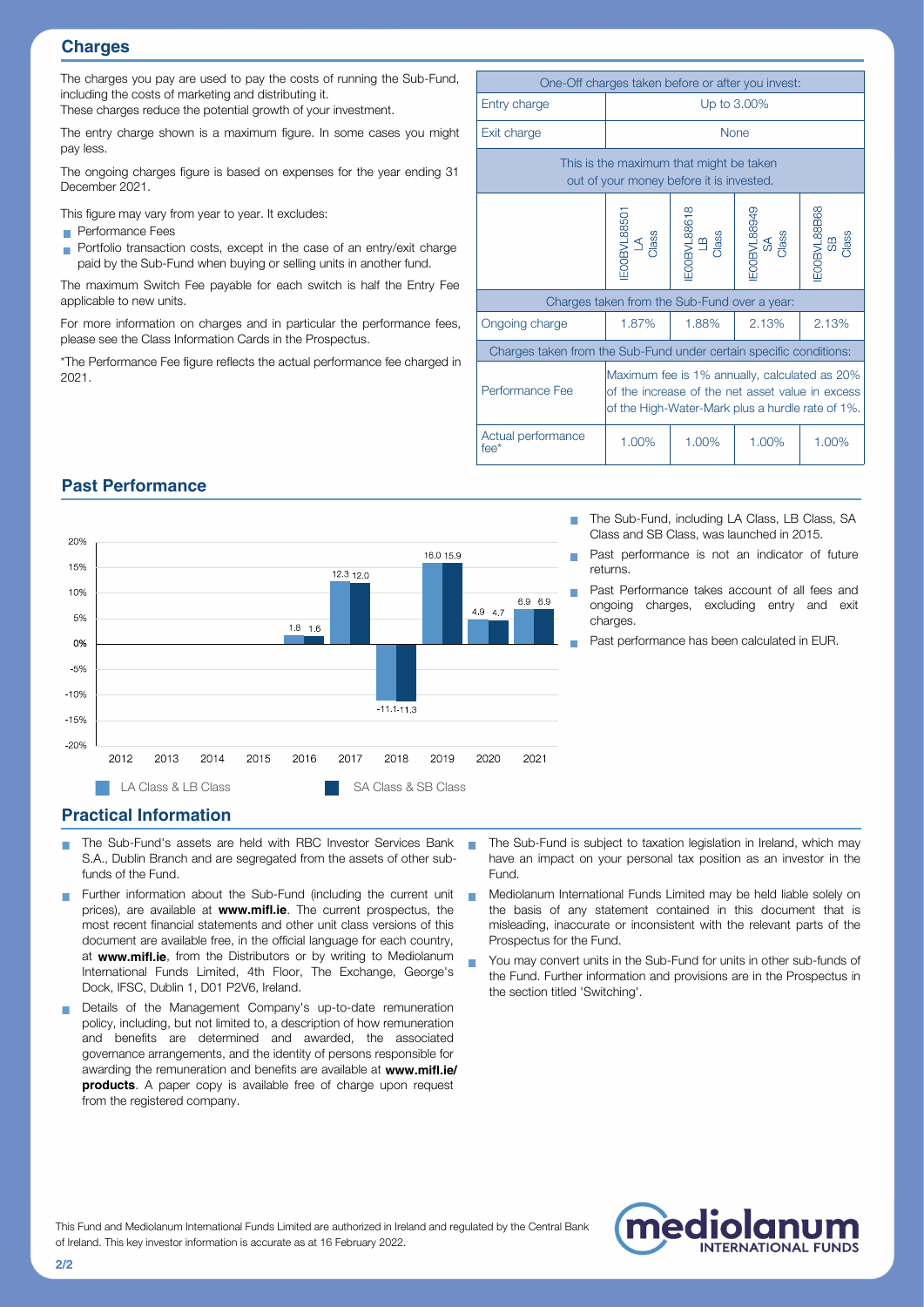## Charges

The charges you pay are used to pay the costs of running the Sub-Fund, including the costs of marketing and distributing it.
These charges reduce the potential growth of your investment.

The entry charge shown is a maximum figure. In some cases you might pay less.

The ongoing charges figure is based on expenses for the year ending 31 December 2021.

This figure may vary from year to year. It excludes:

- Performance Fees
- Portfolio transaction costs, except in the case of an entry/exit charge paid by the Sub-Fund when buying or selling units in another fund.

The maximum Switch Fee payable for each switch is half the Entry Fee applicable to new units.

For more information on charges and in particular the performance fees, please see the Class Information Cards in the Prospectus.

*The Performance Fee figure reflects the actual performance fee charged in 2021.

| One-Off charges taken before or after you invest: | | | | |
|---|---|---|---|---|
| Entry charge | Up to 3.00% | | | |
| Exit charge | None | | | |
| This is the maximum that might be taken out of your money before it is invested. | | | | |
| | IE00BVL88501 LA Class | IE00BVL88618 LB Class | IE00BVL88949 SA Class | IE00BVL88B68 SB Class |
| Charges taken from the Sub-Fund over a year: | | | | |
| Ongoing charge | 1.87% | 1.88% | 2.13% | 2.13% |
| Charges taken from the Sub-Fund under certain specific conditions: | | | | |
| Performance Fee | Maximum fee is 1% annually, calculated as 20% of the increase of the net asset value in excess of the High-Water-Mark plus a hurdle rate of 1%. | | | |
| Actual performance fee* | 1.00% | 1.00% | 1.00% | 1.00% |

## Past Performance

20%
15%
10%
5%
0%
-5%
-10%
-15%
-20%

1.8 1.6
12.3 12.0
-11.1 -11.3
16.0 15.9
4.9 4.7
6.9 6.9

2012 2013 2014 2015 2016 2017 2018 2019 2020 2021

LA Class & LB Class
SA Class & SB Class

- The Sub-Fund, including LA Class, LB Class, SA Class and SB Class, was launched in 2015.
- Past performance is not an indicator of future returns.
- Past Performance takes account of all fees and ongoing charges, excluding entry and exit charges.
- Past performance has been calculated in EUR.

## Practical Information

- The Sub-Fund's assets are held with RBC Investor Services Bank S.A., Dublin Branch and are segregated from the assets of other sub-funds of the Fund.
- Further information about the Sub-Fund (including the current unit prices), are available at **www.mifl.ie**. The current prospectus, the most recent financial statements and other unit class versions of this document are available free, in the official language for each country, at **www.mifl.ie**, from the Distributors or by writing to Mediolanum International Funds Limited, 4th Floor, The Exchange, George's Dock, IFSC, Dublin 1, D01 P2V6, Ireland.
- Details of the Management Company's up-to-date remuneration policy, including, but not limited to, a description of how remuneration and benefits are determined and awarded, the associated governance arrangements, and the identity of persons responsible for awarding the remuneration and benefits are available at **www.mifl.ie/products**. A paper copy is available free of charge upon request from the registered company.
- The Sub-Fund is subject to taxation legislation in Ireland, which may have an impact on your personal tax position as an investor in the Fund.
- Mediolanum International Funds Limited may be held liable solely on the basis of any statement contained in this document that is misleading, inaccurate or inconsistent with the relevant parts of the Prospectus for the Fund.
- You may convert units in the Sub-Fund for units in other sub-funds of the Fund. Further information and provisions are in the Prospectus in the section titled 'Switching'.

This Fund and Mediolanum International Funds Limited are authorized in Ireland and regulated by the Central Bank of Ireland. This key investor information is accurate as at 16 February 2022.